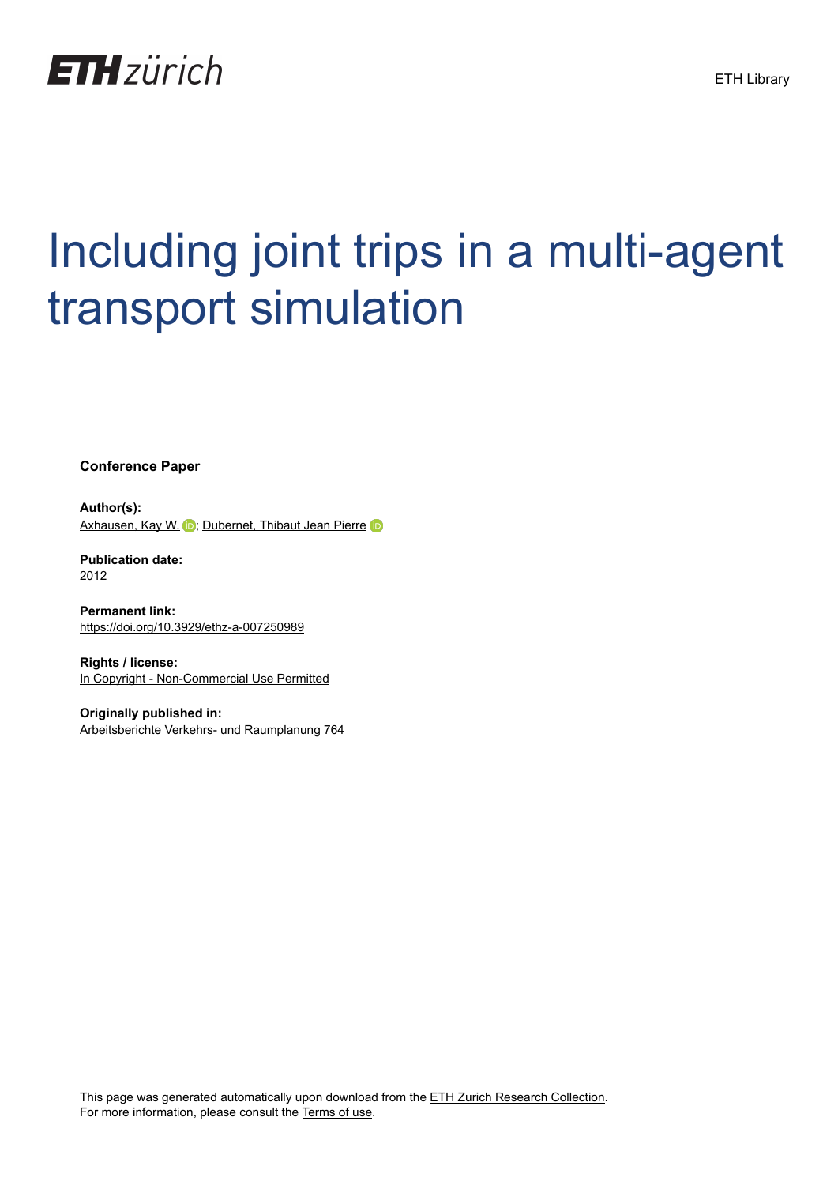ETH zürich

ETH Library

# Including joint trips in a multi-agent transport simulation

**Conference Paper**

**Author(s):**
Axhausen, Kay W.; Dubernet, Thibaut Jean Pierre

**Publication date:**
2012

**Permanent link:**
https://doi.org/10.3929/ethz-a-007250989

**Rights / license:**
In Copyright - Non-Commercial Use Permitted

**Originally published in:**
Arbeitsberichte Verkehrs- und Raumplanung 764

This page was generated automatically upon download from the ETH Zurich Research Collection.
For more information, please consult the Terms of use.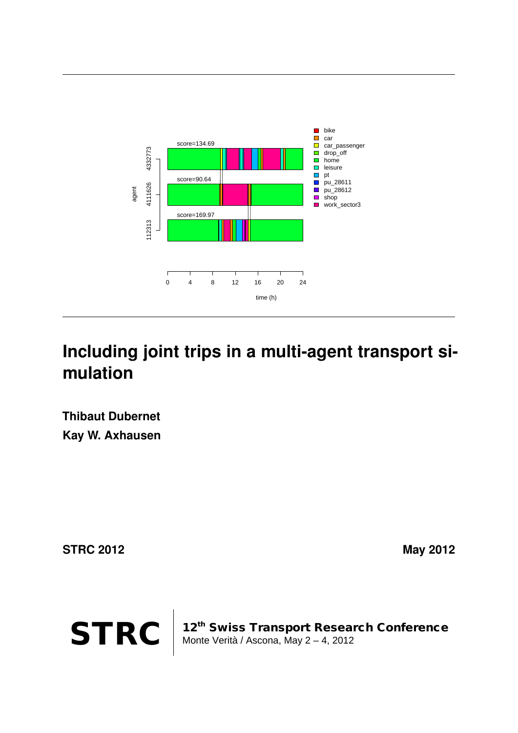# Including joint trips in a multi-agent transport simulation

**Thibaut Dubernet**

**Kay W. Axhausen**

**STRC 2012** **May 2012**

**STRC** | **12th Swiss Transport Research Conference**
Monte Verità / Ascona, May 2 – 4, 2012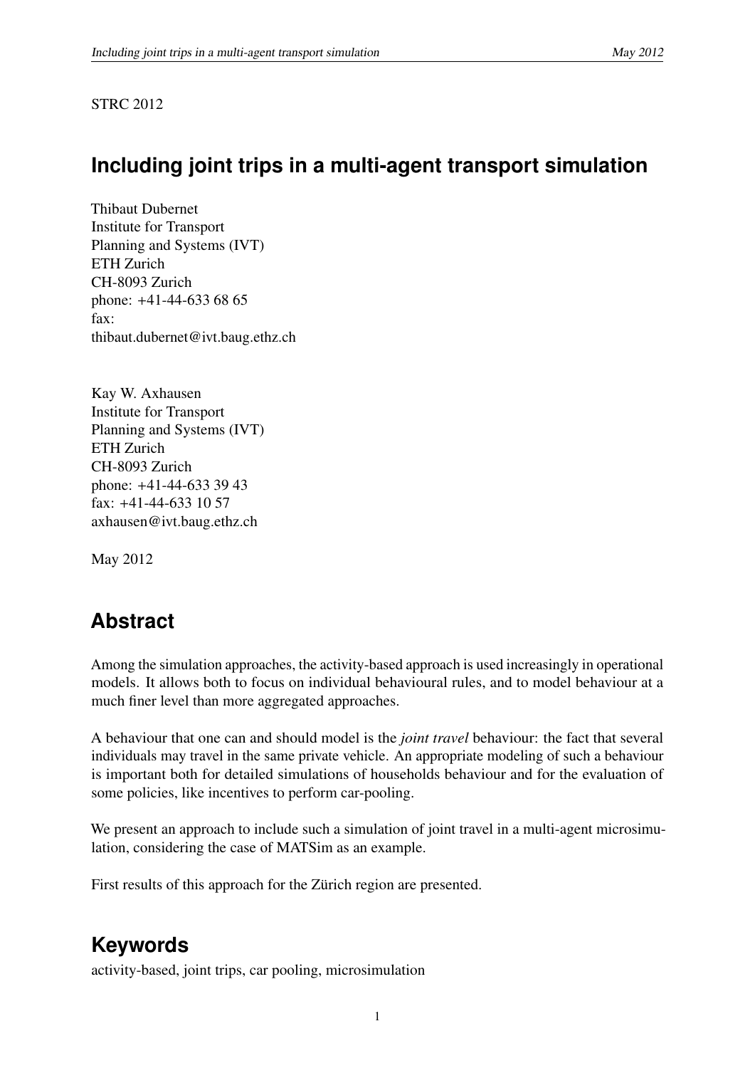STRC 2012

# Including joint trips in a multi-agent transport simulation

Thibaut Dubernet
Institute for Transport
Planning and Systems (IVT)
ETH Zurich
CH-8093 Zurich
phone: +41-44-633 68 65
fax:
thibaut.dubernet@ivt.baug.ethz.ch

Kay W. Axhausen
Institute for Transport
Planning and Systems (IVT)
ETH Zurich
CH-8093 Zurich
phone: +41-44-633 39 43
fax: +41-44-633 10 57
axhausen@ivt.baug.ethz.ch

May 2012

## Abstract

Among the simulation approaches, the activity-based approach is used increasingly in operational models. It allows both to focus on individual behavioural rules, and to model behaviour at a much finer level than more aggregated approaches.

A behaviour that one can and should model is the *joint travel* behaviour: the fact that several individuals may travel in the same private vehicle. An appropriate modeling of such a behaviour is important both for detailed simulations of households behaviour and for the evaluation of some policies, like incentives to perform car-pooling.

We present an approach to include such a simulation of joint travel in a multi-agent microsimulation, considering the case of MATSim as an example.

First results of this approach for the Zürich region are presented.

## Keywords

activity-based, joint trips, car pooling, microsimulation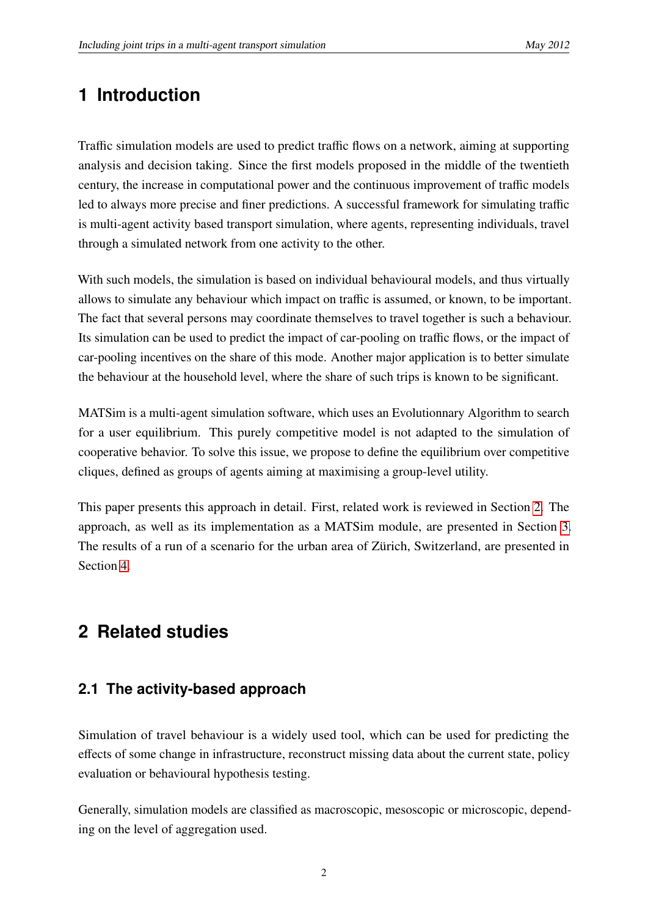# 1 Introduction

Traffic simulation models are used to predict traffic flows on a network, aiming at supporting analysis and decision taking. Since the first models proposed in the middle of the twentieth century, the increase in computational power and the continuous improvement of traffic models led to always more precise and finer predictions. A successful framework for simulating traffic is multi-agent activity based transport simulation, where agents, representing individuals, travel through a simulated network from one activity to the other.

With such models, the simulation is based on individual behavioural models, and thus virtually allows to simulate any behaviour which impact on traffic is assumed, or known, to be important. The fact that several persons may coordinate themselves to travel together is such a behaviour. Its simulation can be used to predict the impact of car-pooling on traffic flows, or the impact of car-pooling incentives on the share of this mode. Another major application is to better simulate the behaviour at the household level, where the share of such trips is known to be significant.

MATSim is a multi-agent simulation software, which uses an Evolutionnary Algorithm to search for a user equilibrium. This purely competitive model is not adapted to the simulation of cooperative behavior. To solve this issue, we propose to define the equilibrium over competitive cliques, defined as groups of agents aiming at maximising a group-level utility.

This paper presents this approach in detail. First, related work is reviewed in Section 2. The approach, as well as its implementation as a MATSim module, are presented in Section 3. The results of a run of a scenario for the urban area of Zürich, Switzerland, are presented in Section 4.

# 2 Related studies

## 2.1 The activity-based approach

Simulation of travel behaviour is a widely used tool, which can be used for predicting the effects of some change in infrastructure, reconstruct missing data about the current state, policy evaluation or behavioural hypothesis testing.

Generally, simulation models are classified as macroscopic, mesoscopic or microscopic, depending on the level of aggregation used.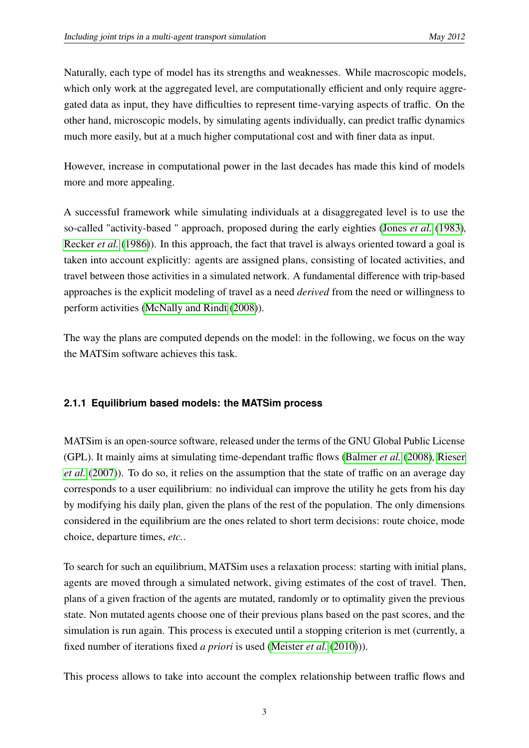Naturally, each type of model has its strengths and weaknesses. While macroscopic models, which only work at the aggregated level, are computationally efficient and only require aggregated data as input, they have difficulties to represent time-varying aspects of traffic. On the other hand, microscopic models, by simulating agents individually, can predict traffic dynamics much more easily, but at a much higher computational cost and with finer data as input.

However, increase in computational power in the last decades has made this kind of models more and more appealing.

A successful framework while simulating individuals at a disaggregated level is to use the so-called "activity-based " approach, proposed during the early eighties (Jones *et al.* (1983), Recker *et al.* (1986)). In this approach, the fact that travel is always oriented toward a goal is taken into account explicitly: agents are assigned plans, consisting of located activities, and travel between those activities in a simulated network. A fundamental difference with trip-based approaches is the explicit modeling of travel as a need *derived* from the need or willingness to perform activities (McNally and Rindt (2008)).

The way the plans are computed depends on the model: in the following, we focus on the way the MATSim software achieves this task.

### 2.1.1 Equilibrium based models: the MATSim process

MATSim is an open-source software, released under the terms of the GNU Global Public License (GPL). It mainly aims at simulating time-dependant traffic flows (Balmer *et al.* (2008), Rieser *et al.* (2007)). To do so, it relies on the assumption that the state of traffic on an average day corresponds to a user equilibrium: no individual can improve the utility he gets from his day by modifying his daily plan, given the plans of the rest of the population. The only dimensions considered in the equilibrium are the ones related to short term decisions: route choice, mode choice, departure times, *etc.*.

To search for such an equilibrium, MATSim uses a relaxation process: starting with initial plans, agents are moved through a simulated network, giving estimates of the cost of travel. Then, plans of a given fraction of the agents are mutated, randomly or to optimality given the previous state. Non mutated agents choose one of their previous plans based on the past scores, and the simulation is run again. This process is executed until a stopping criterion is met (currently, a fixed number of iterations fixed *a priori* is used (Meister *et al.* (2010))).

This process allows to take into account the complex relationship between traffic flows and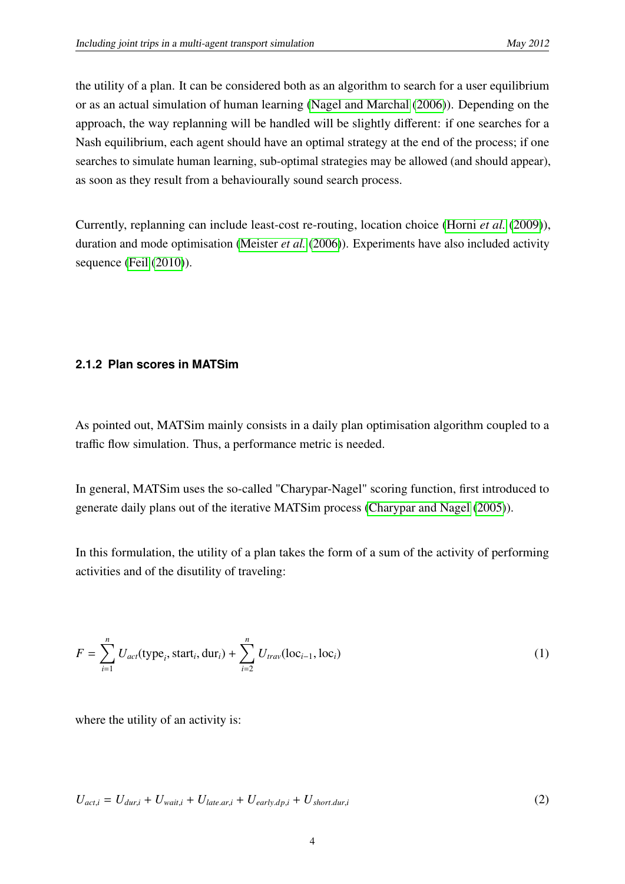the utility of a plan. It can be considered both as an algorithm to search for a user equilibrium or as an actual simulation of human learning (Nagel and Marchal (2006)). Depending on the approach, the way replanning will be handled will be slightly different: if one searches for a Nash equilibrium, each agent should have an optimal strategy at the end of the process; if one searches to simulate human learning, sub-optimal strategies may be allowed (and should appear), as soon as they result from a behaviourally sound search process.

Currently, replanning can include least-cost re-routing, location choice (Horni *et al.* (2009)), duration and mode optimisation (Meister *et al.* (2006)). Experiments have also included activity sequence (Feil (2010)).

### 2.1.2 Plan scores in MATSim

As pointed out, MATSim mainly consists in a daily plan optimisation algorithm coupled to a traffic flow simulation. Thus, a performance metric is needed.

In general, MATSim uses the so-called "Charypar-Nagel" scoring function, first introduced to generate daily plans out of the iterative MATSim process (Charypar and Nagel (2005)).

In this formulation, the utility of a plan takes the form of a sum of the activity of performing activities and of the disutility of traveling:

$$F = \sum_{i=1}^{n} U_{act}(\text{type}_i, \text{start}_i, \text{dur}_i) + \sum_{i=2}^{n} U_{trav}(\text{loc}_{i-1}, \text{loc}_i) \tag{1}$$

where the utility of an activity is:

$$U_{act,i} = U_{dur,i} + U_{wait,i} + U_{late.ar,i} + U_{early.dp,i} + U_{short.dur,i} \tag{2}$$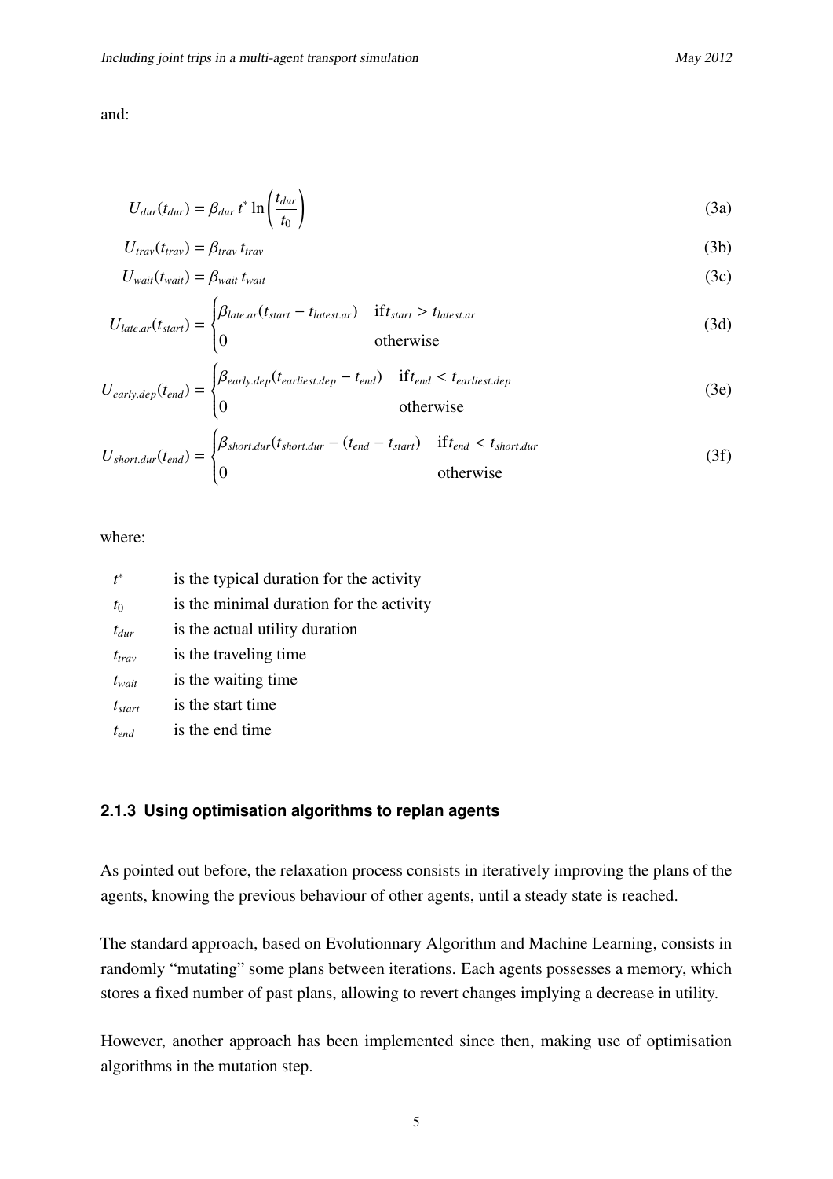and:

$$U_{dur}(t_{dur}) = \beta_{dur}\, t^* \ln\left(\frac{t_{dur}}{t_0}\right) \tag{3a}$$

$$U_{trav}(t_{trav}) = \beta_{trav}\, t_{trav} \tag{3b}$$

$$U_{wait}(t_{wait}) = \beta_{wait}\, t_{wait} \tag{3c}$$

$$U_{late.ar}(t_{start}) = \begin{cases} \beta_{late.ar}(t_{start} - t_{latest.ar}) & \text{if} t_{start} > t_{latest.ar} \\ 0 & \text{otherwise} \end{cases} \tag{3d}$$

$$U_{early.dep}(t_{end}) = \begin{cases} \beta_{early.dep}(t_{earliest.dep} - t_{end}) & \text{if} t_{end} < t_{earliest.dep} \\ 0 & \text{otherwise} \end{cases} \tag{3e}$$

$$U_{short.dur}(t_{end}) = \begin{cases} \beta_{short.dur}(t_{short.dur} - (t_{end} - t_{start})) & \text{if} t_{end} < t_{short.dur} \\ 0 & \text{otherwise} \end{cases} \tag{3f}$$

where:

| | |
|---|---|
| $t^*$ | is the typical duration for the activity |
| $t_0$ | is the minimal duration for the activity |
| $t_{dur}$ | is the actual utility duration |
| $t_{trav}$ | is the traveling time |
| $t_{wait}$ | is the waiting time |
| $t_{start}$ | is the start time |
| $t_{end}$ | is the end time |

### 2.1.3 Using optimisation algorithms to replan agents

As pointed out before, the relaxation process consists in iteratively improving the plans of the agents, knowing the previous behaviour of other agents, until a steady state is reached.

The standard approach, based on Evolutionnary Algorithm and Machine Learning, consists in randomly "mutating" some plans between iterations. Each agents possesses a memory, which stores a fixed number of past plans, allowing to revert changes implying a decrease in utility.

However, another approach has been implemented since then, making use of optimisation algorithms in the mutation step.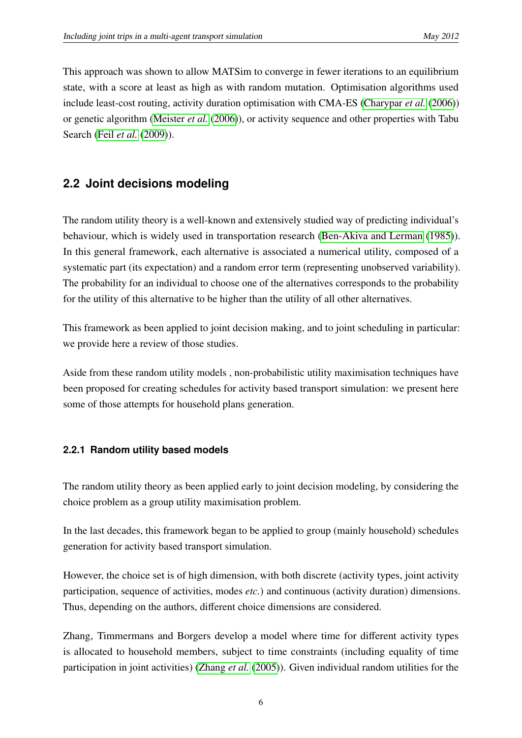This approach was shown to allow MATSim to converge in fewer iterations to an equilibrium state, with a score at least as high as with random mutation. Optimisation algorithms used include least-cost routing, activity duration optimisation with CMA-ES (Charypar *et al.* (2006)) or genetic algorithm (Meister *et al.* (2006)), or activity sequence and other properties with Tabu Search (Feil *et al.* (2009)).

## 2.2 Joint decisions modeling

The random utility theory is a well-known and extensively studied way of predicting individual's behaviour, which is widely used in transportation research (Ben-Akiva and Lerman (1985)). In this general framework, each alternative is associated a numerical utility, composed of a systematic part (its expectation) and a random error term (representing unobserved variability). The probability for an individual to choose one of the alternatives corresponds to the probability for the utility of this alternative to be higher than the utility of all other alternatives.

This framework as been applied to joint decision making, and to joint scheduling in particular: we provide here a review of those studies.

Aside from these random utility models , non-probabilistic utility maximisation techniques have been proposed for creating schedules for activity based transport simulation: we present here some of those attempts for household plans generation.

### 2.2.1 Random utility based models

The random utility theory as been applied early to joint decision modeling, by considering the choice problem as a group utility maximisation problem.

In the last decades, this framework began to be applied to group (mainly household) schedules generation for activity based transport simulation.

However, the choice set is of high dimension, with both discrete (activity types, joint activity participation, sequence of activities, modes *etc.*) and continuous (activity duration) dimensions. Thus, depending on the authors, different choice dimensions are considered.

Zhang, Timmermans and Borgers develop a model where time for different activity types is allocated to household members, subject to time constraints (including equality of time participation in joint activities) (Zhang *et al.* (2005)). Given individual random utilities for the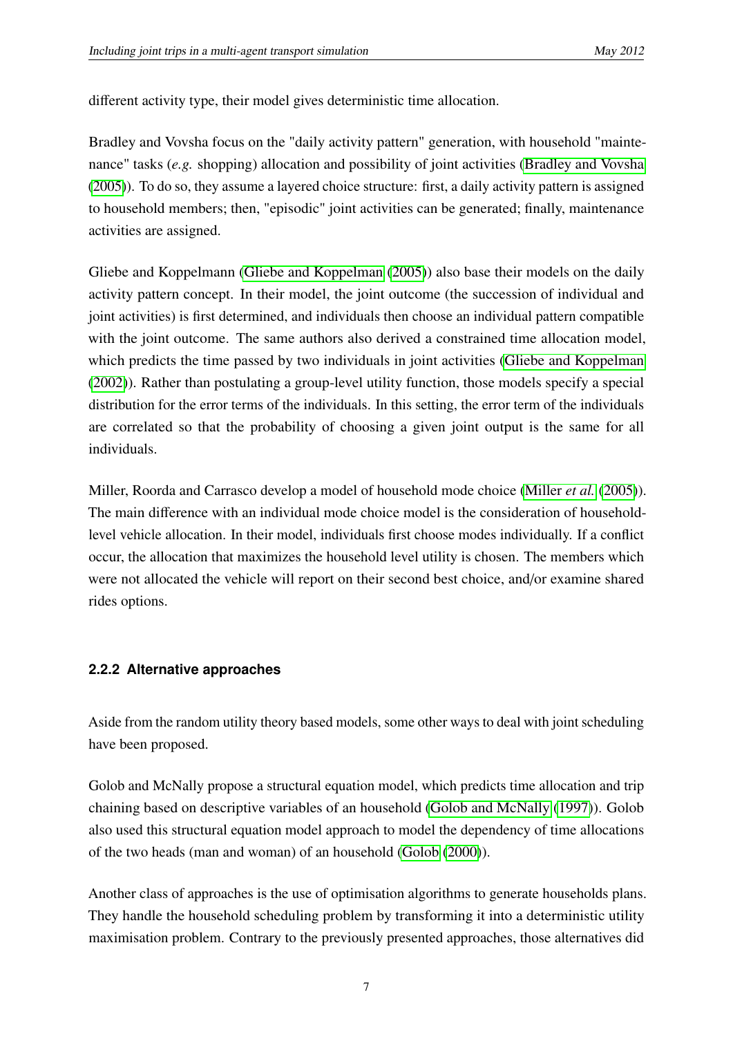different activity type, their model gives deterministic time allocation.

Bradley and Vovsha focus on the "daily activity pattern" generation, with household "maintenance" tasks (*e.g.* shopping) allocation and possibility of joint activities (Bradley and Vovsha (2005)). To do so, they assume a layered choice structure: first, a daily activity pattern is assigned to household members; then, "episodic" joint activities can be generated; finally, maintenance activities are assigned.

Gliebe and Koppelmann (Gliebe and Koppelman (2005)) also base their models on the daily activity pattern concept. In their model, the joint outcome (the succession of individual and joint activities) is first determined, and individuals then choose an individual pattern compatible with the joint outcome. The same authors also derived a constrained time allocation model, which predicts the time passed by two individuals in joint activities (Gliebe and Koppelman (2002)). Rather than postulating a group-level utility function, those models specify a special distribution for the error terms of the individuals. In this setting, the error term of the individuals are correlated so that the probability of choosing a given joint output is the same for all individuals.

Miller, Roorda and Carrasco develop a model of household mode choice (Miller *et al.* (2005)). The main difference with an individual mode choice model is the consideration of household-level vehicle allocation. In their model, individuals first choose modes individually. If a conflict occur, the allocation that maximizes the household level utility is chosen. The members which were not allocated the vehicle will report on their second best choice, and/or examine shared rides options.

### 2.2.2 Alternative approaches

Aside from the random utility theory based models, some other ways to deal with joint scheduling have been proposed.

Golob and McNally propose a structural equation model, which predicts time allocation and trip chaining based on descriptive variables of an household (Golob and McNally (1997)). Golob also used this structural equation model approach to model the dependency of time allocations of the two heads (man and woman) of an household (Golob (2000)).

Another class of approaches is the use of optimisation algorithms to generate households plans. They handle the household scheduling problem by transforming it into a deterministic utility maximisation problem. Contrary to the previously presented approaches, those alternatives did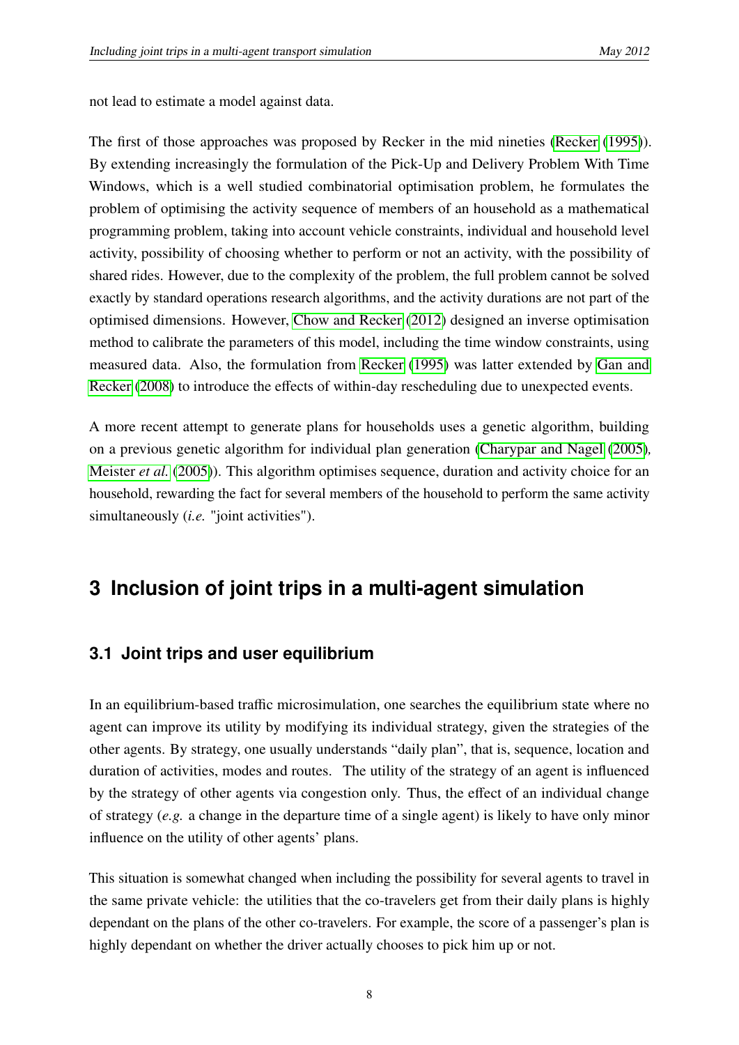not lead to estimate a model against data.

The first of those approaches was proposed by Recker in the mid nineties (Recker (1995)). By extending increasingly the formulation of the Pick-Up and Delivery Problem With Time Windows, which is a well studied combinatorial optimisation problem, he formulates the problem of optimising the activity sequence of members of an household as a mathematical programming problem, taking into account vehicle constraints, individual and household level activity, possibility of choosing whether to perform or not an activity, with the possibility of shared rides. However, due to the complexity of the problem, the full problem cannot be solved exactly by standard operations research algorithms, and the activity durations are not part of the optimised dimensions. However, Chow and Recker (2012) designed an inverse optimisation method to calibrate the parameters of this model, including the time window constraints, using measured data. Also, the formulation from Recker (1995) was latter extended by Gan and Recker (2008) to introduce the effects of within-day rescheduling due to unexpected events.

A more recent attempt to generate plans for households uses a genetic algorithm, building on a previous genetic algorithm for individual plan generation (Charypar and Nagel (2005), Meister *et al.* (2005)). This algorithm optimises sequence, duration and activity choice for an household, rewarding the fact for several members of the household to perform the same activity simultaneously (*i.e.* "joint activities").

# 3 Inclusion of joint trips in a multi-agent simulation

## 3.1 Joint trips and user equilibrium

In an equilibrium-based traffic microsimulation, one searches the equilibrium state where no agent can improve its utility by modifying its individual strategy, given the strategies of the other agents. By strategy, one usually understands "daily plan", that is, sequence, location and duration of activities, modes and routes. The utility of the strategy of an agent is influenced by the strategy of other agents via congestion only. Thus, the effect of an individual change of strategy (*e.g.* a change in the departure time of a single agent) is likely to have only minor influence on the utility of other agents' plans.

This situation is somewhat changed when including the possibility for several agents to travel in the same private vehicle: the utilities that the co-travelers get from their daily plans is highly dependant on the plans of the other co-travelers. For example, the score of a passenger's plan is highly dependant on whether the driver actually chooses to pick him up or not.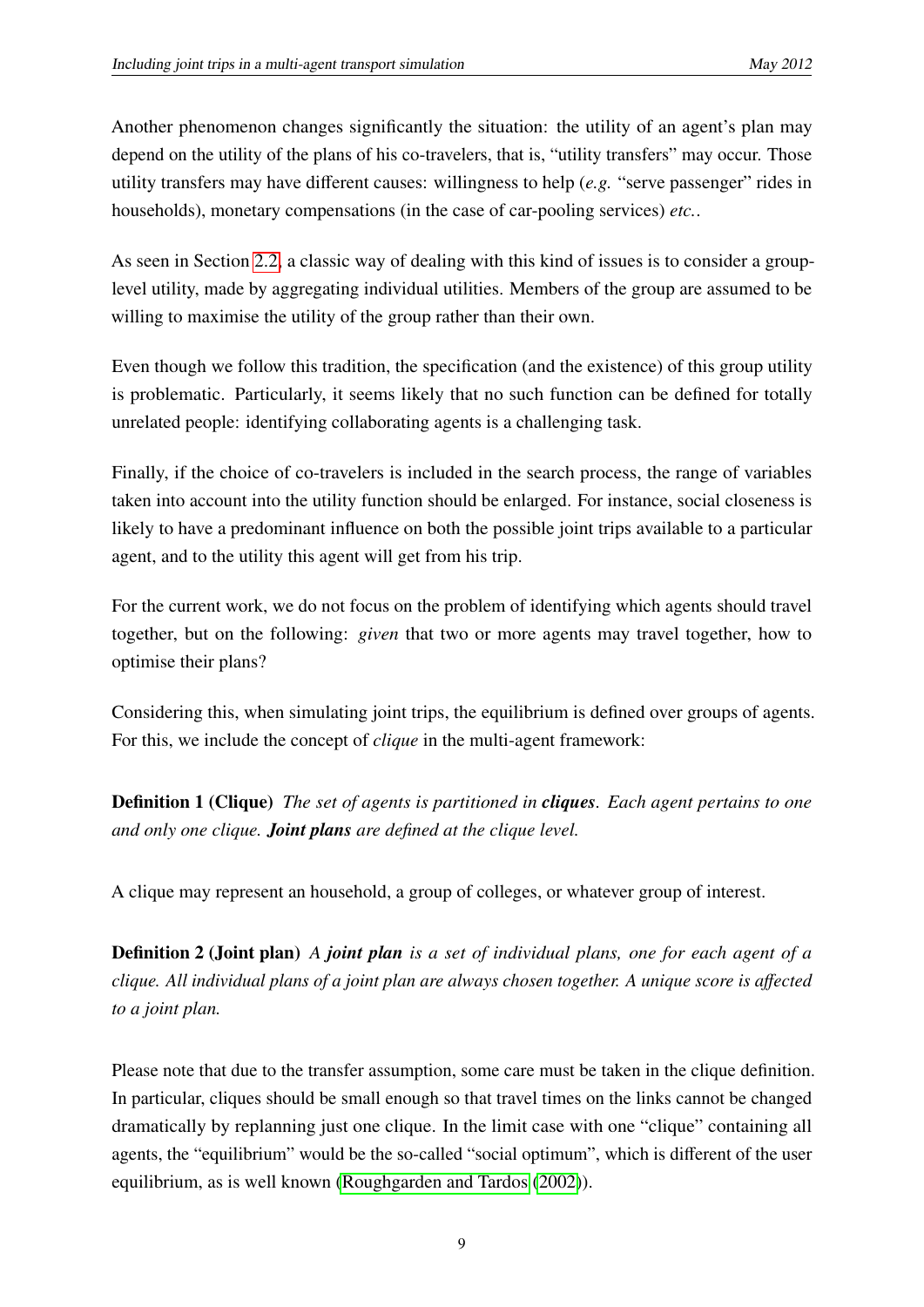Another phenomenon changes significantly the situation: the utility of an agent's plan may depend on the utility of the plans of his co-travelers, that is, "utility transfers" may occur. Those utility transfers may have different causes: willingness to help (*e.g.* "serve passenger" rides in households), monetary compensations (in the case of car-pooling services) *etc.*.

As seen in Section 2.2, a classic way of dealing with this kind of issues is to consider a group-level utility, made by aggregating individual utilities. Members of the group are assumed to be willing to maximise the utility of the group rather than their own.

Even though we follow this tradition, the specification (and the existence) of this group utility is problematic. Particularly, it seems likely that no such function can be defined for totally unrelated people: identifying collaborating agents is a challenging task.

Finally, if the choice of co-travelers is included in the search process, the range of variables taken into account into the utility function should be enlarged. For instance, social closeness is likely to have a predominant influence on both the possible joint trips available to a particular agent, and to the utility this agent will get from his trip.

For the current work, we do not focus on the problem of identifying which agents should travel together, but on the following: *given* that two or more agents may travel together, how to optimise their plans?

Considering this, when simulating joint trips, the equilibrium is defined over groups of agents. For this, we include the concept of *clique* in the multi-agent framework:

**Definition 1 (Clique)** *The set of agents is partitioned in **cliques**. Each agent pertains to one and only one clique. **Joint plans** are defined at the clique level.*

A clique may represent an household, a group of colleges, or whatever group of interest.

**Definition 2 (Joint plan)** *A **joint plan** is a set of individual plans, one for each agent of a clique. All individual plans of a joint plan are always chosen together. A unique score is affected to a joint plan.*

Please note that due to the transfer assumption, some care must be taken in the clique definition. In particular, cliques should be small enough so that travel times on the links cannot be changed dramatically by replanning just one clique. In the limit case with one "clique" containing all agents, the "equilibrium" would be the so-called "social optimum", which is different of the user equilibrium, as is well known (Roughgarden and Tardos (2002)).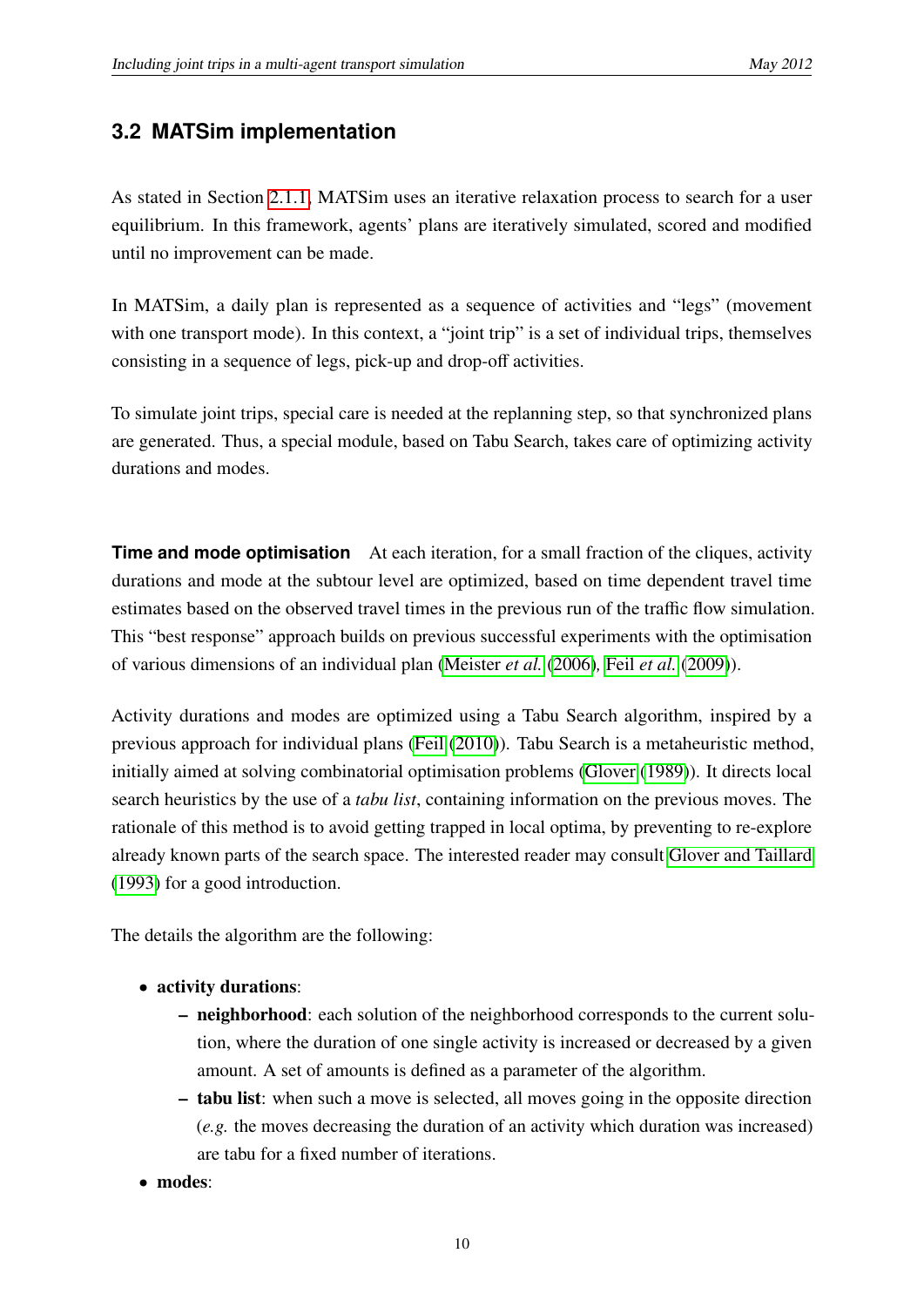## 3.2 MATSim implementation

As stated in Section 2.1.1, MATSim uses an iterative relaxation process to search for a user equilibrium. In this framework, agents' plans are iteratively simulated, scored and modified until no improvement can be made.

In MATSim, a daily plan is represented as a sequence of activities and "legs" (movement with one transport mode). In this context, a "joint trip" is a set of individual trips, themselves consisting in a sequence of legs, pick-up and drop-off activities.

To simulate joint trips, special care is needed at the replanning step, so that synchronized plans are generated. Thus, a special module, based on Tabu Search, takes care of optimizing activity durations and modes.

**Time and mode optimisation** At each iteration, for a small fraction of the cliques, activity durations and mode at the subtour level are optimized, based on time dependent travel time estimates based on the observed travel times in the previous run of the traffic flow simulation. This "best response" approach builds on previous successful experiments with the optimisation of various dimensions of an individual plan (Meister *et al.* (2006), Feil *et al.* (2009)).

Activity durations and modes are optimized using a Tabu Search algorithm, inspired by a previous approach for individual plans (Feil (2010)). Tabu Search is a metaheuristic method, initially aimed at solving combinatorial optimisation problems (Glover (1989)). It directs local search heuristics by the use of a *tabu list*, containing information on the previous moves. The rationale of this method is to avoid getting trapped in local optima, by preventing to re-explore already known parts of the search space. The interested reader may consult Glover and Taillard (1993) for a good introduction.

The details the algorithm are the following:

- **activity durations**:
  - **neighborhood**: each solution of the neighborhood corresponds to the current solution, where the duration of one single activity is increased or decreased by a given amount. A set of amounts is defined as a parameter of the algorithm.
  - **tabu list**: when such a move is selected, all moves going in the opposite direction (*e.g.* the moves decreasing the duration of an activity which duration was increased) are tabu for a fixed number of iterations.
- **modes**: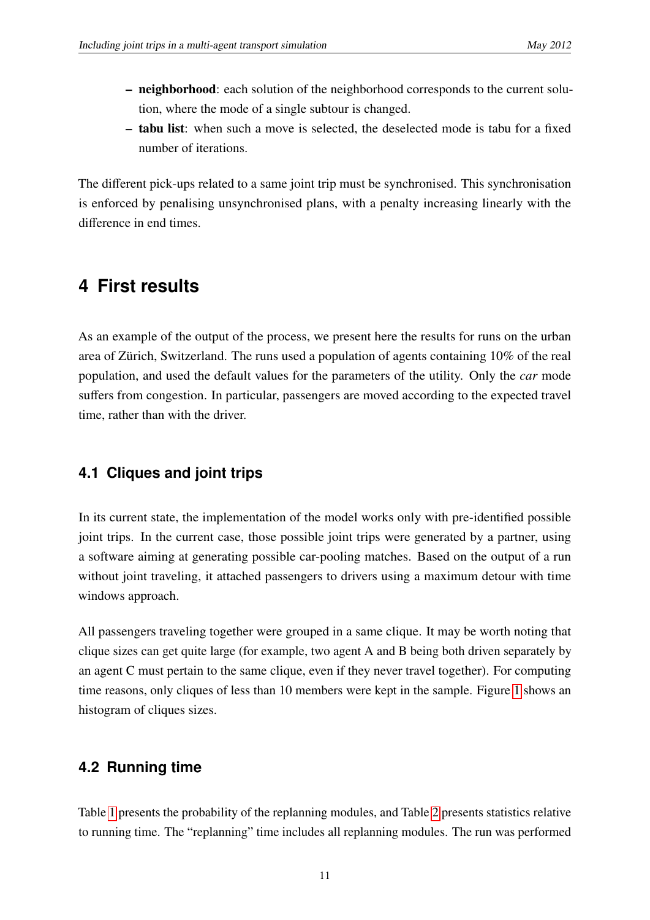- **neighborhood**: each solution of the neighborhood corresponds to the current solution, where the mode of a single subtour is changed.
- **tabu list**: when such a move is selected, the deselected mode is tabu for a fixed number of iterations.

The different pick-ups related to a same joint trip must be synchronised. This synchronisation is enforced by penalising unsynchronised plans, with a penalty increasing linearly with the difference in end times.

# 4 First results

As an example of the output of the process, we present here the results for runs on the urban area of Zürich, Switzerland. The runs used a population of agents containing 10% of the real population, and used the default values for the parameters of the utility. Only the *car* mode suffers from congestion. In particular, passengers are moved according to the expected travel time, rather than with the driver.

## 4.1 Cliques and joint trips

In its current state, the implementation of the model works only with pre-identified possible joint trips. In the current case, those possible joint trips were generated by a partner, using a software aiming at generating possible car-pooling matches. Based on the output of a run without joint traveling, it attached passengers to drivers using a maximum detour with time windows approach.

All passengers traveling together were grouped in a same clique. It may be worth noting that clique sizes can get quite large (for example, two agent A and B being both driven separately by an agent C must pertain to the same clique, even if they never travel together). For computing time reasons, only cliques of less than 10 members were kept in the sample. Figure 1 shows an histogram of cliques sizes.

## 4.2 Running time

Table 1 presents the probability of the replanning modules, and Table 2 presents statistics relative to running time. The "replanning" time includes all replanning modules. The run was performed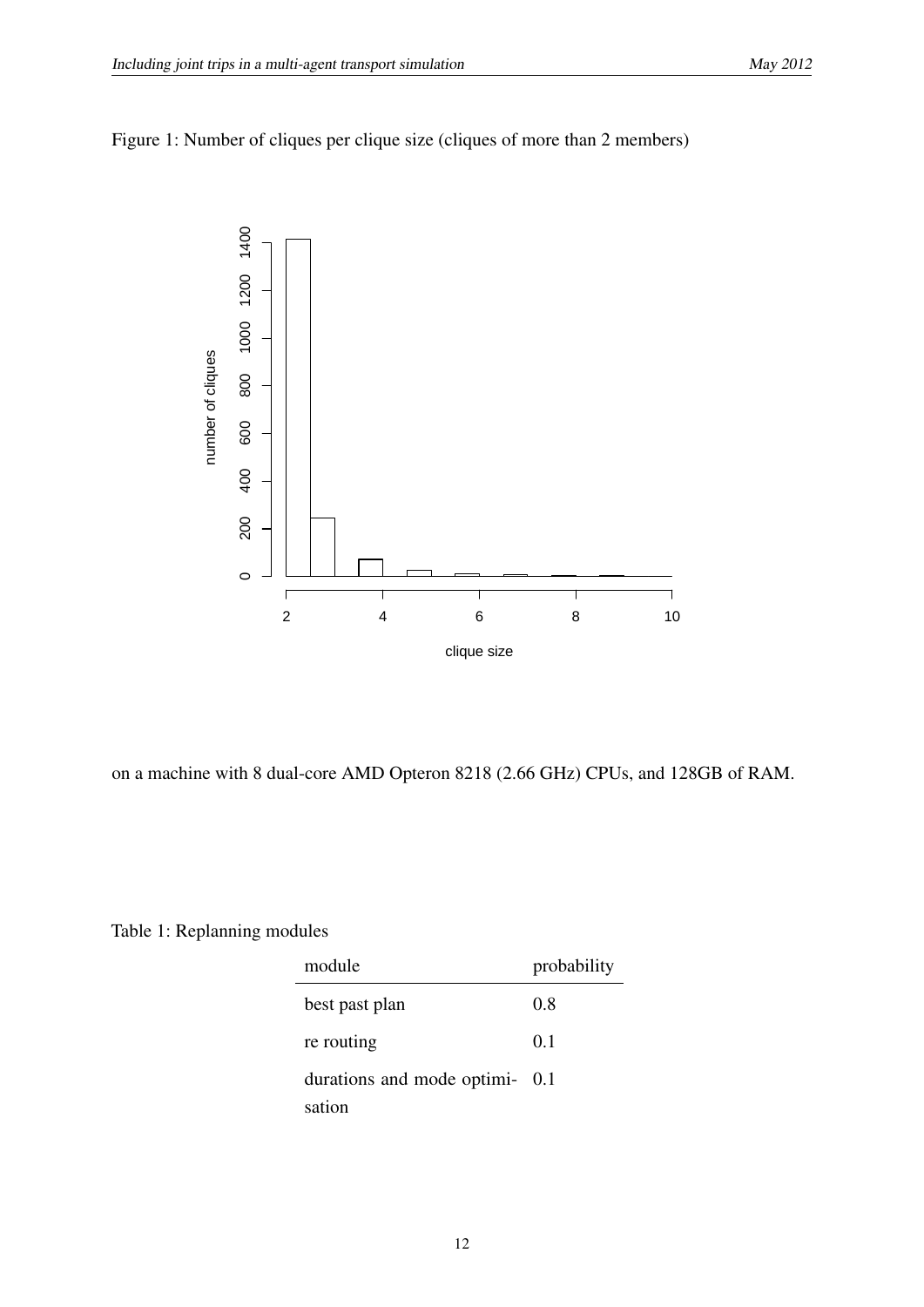Figure 1: Number of cliques per clique size (cliques of more than 2 members)

on a machine with 8 dual-core AMD Opteron 8218 (2.66 GHz) CPUs, and 128GB of RAM.

Table 1: Replanning modules

| module | probability |
|---|---|
| best past plan | 0.8 |
| re routing | 0.1 |
| durations and mode optimisation | 0.1 |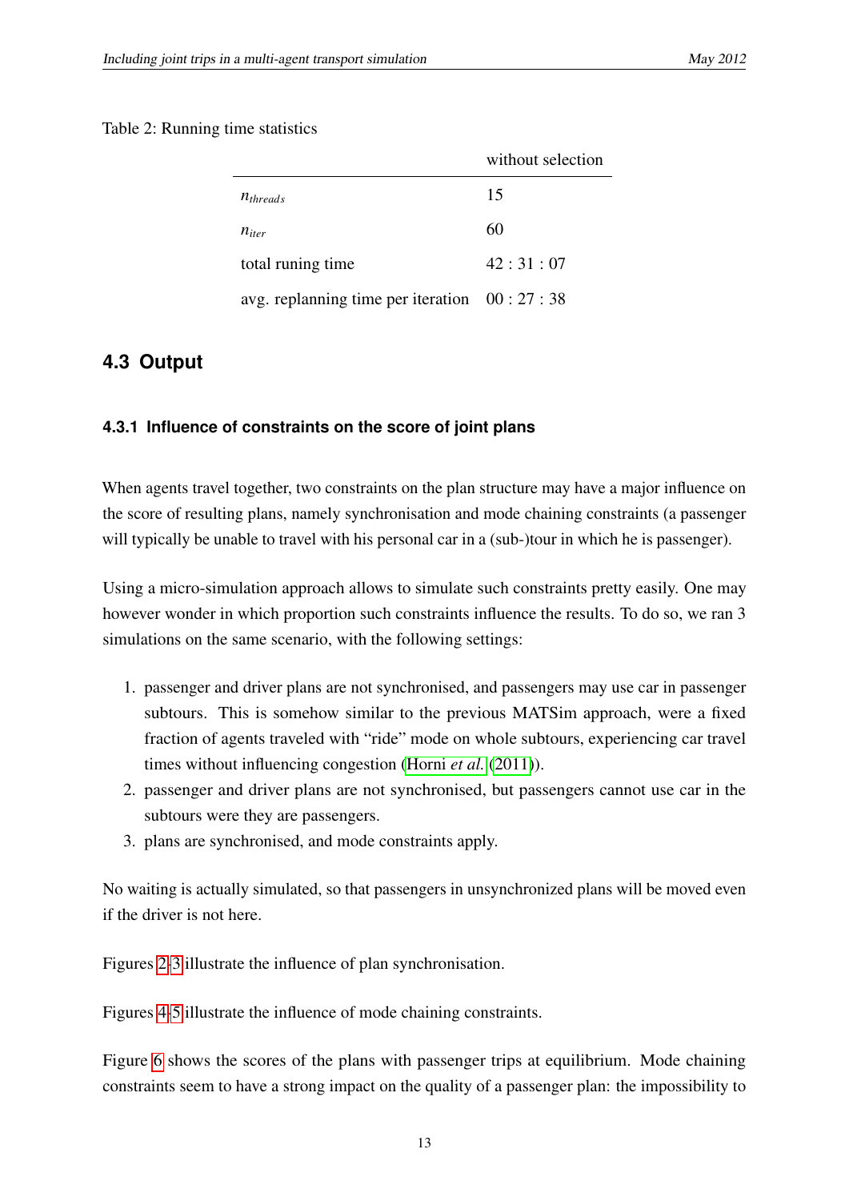Table 2: Running time statistics

| | without selection |
|---|---|
| $n_{threads}$ | 15 |
| $n_{iter}$ | 60 |
| total runing time | 42 : 31 : 07 |
| avg. replanning time per iteration | 00 : 27 : 38 |

## 4.3 Output

### 4.3.1 Influence of constraints on the score of joint plans

When agents travel together, two constraints on the plan structure may have a major influence on the score of resulting plans, namely synchronisation and mode chaining constraints (a passenger will typically be unable to travel with his personal car in a (sub-)tour in which he is passenger).

Using a micro-simulation approach allows to simulate such constraints pretty easily. One may however wonder in which proportion such constraints influence the results. To do so, we ran 3 simulations on the same scenario, with the following settings:

1. passenger and driver plans are not synchronised, and passengers may use car in passenger subtours. This is somehow similar to the previous MATSim approach, were a fixed fraction of agents traveled with "ride" mode on whole subtours, experiencing car travel times without influencing congestion (Horni *et al.* (2011)).
2. passenger and driver plans are not synchronised, but passengers cannot use car in the subtours were they are passengers.
3. plans are synchronised, and mode constraints apply.

No waiting is actually simulated, so that passengers in unsynchronized plans will be moved even if the driver is not here.

Figures 2-3 illustrate the influence of plan synchronisation.

Figures 4-5 illustrate the influence of mode chaining constraints.

Figure 6 shows the scores of the plans with passenger trips at equilibrium. Mode chaining constraints seem to have a strong impact on the quality of a passenger plan: the impossibility to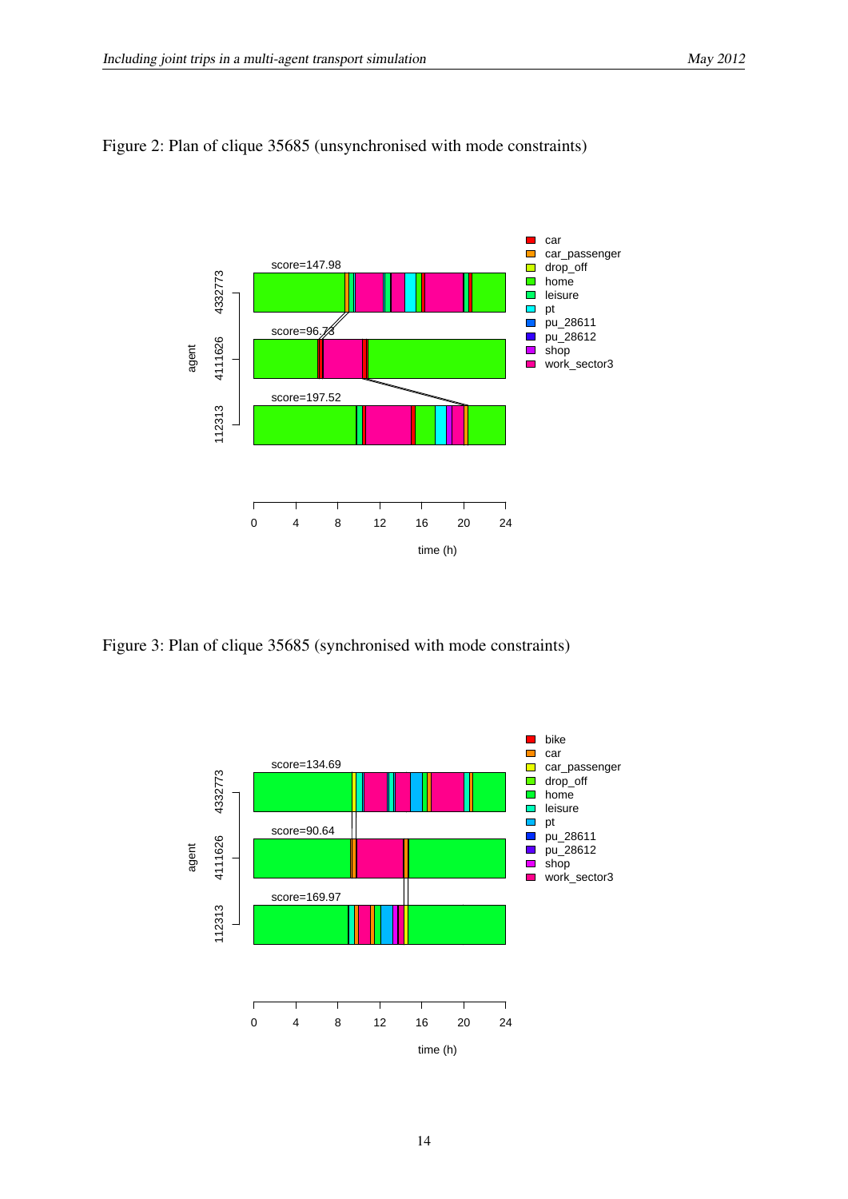Figure 2: Plan of clique 35685 (unsynchronised with mode constraints)

Figure 3: Plan of clique 35685 (synchronised with mode constraints)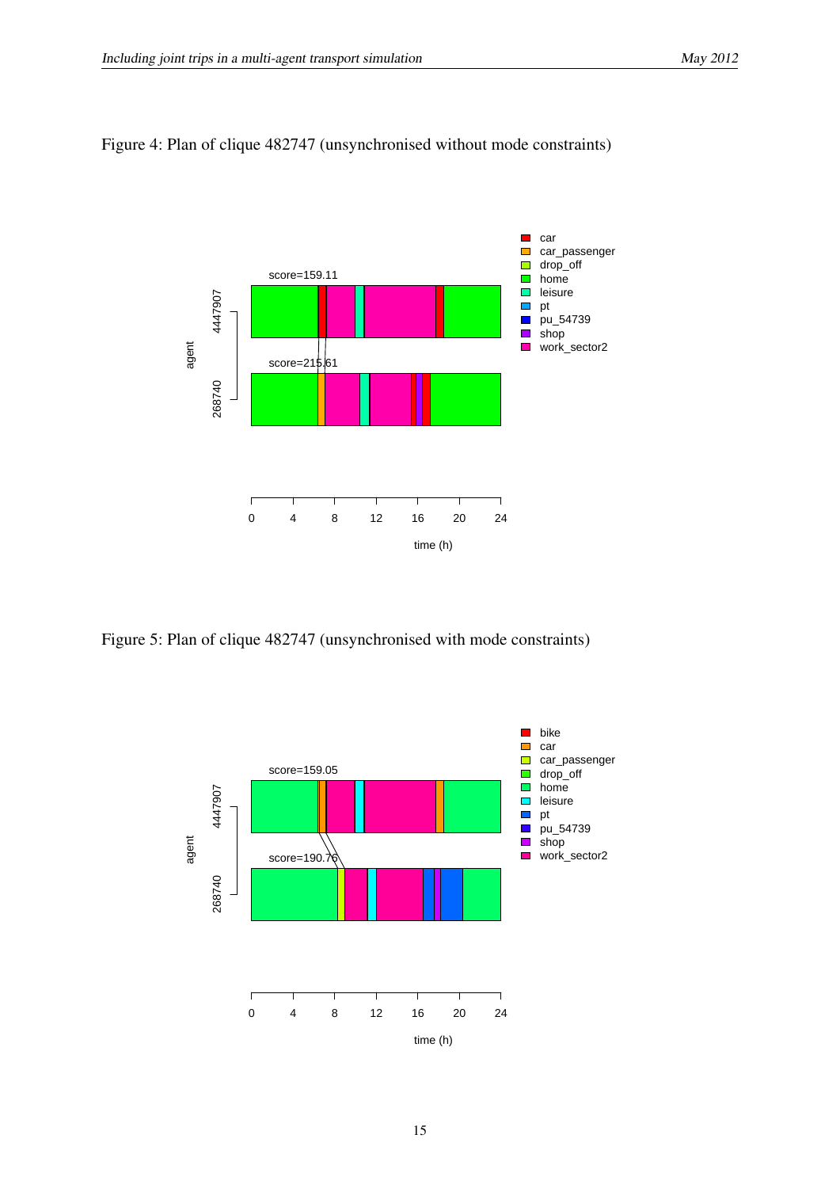Figure 4: Plan of clique 482747 (unsynchronised without mode constraints)

Figure 5: Plan of clique 482747 (unsynchronised with mode constraints)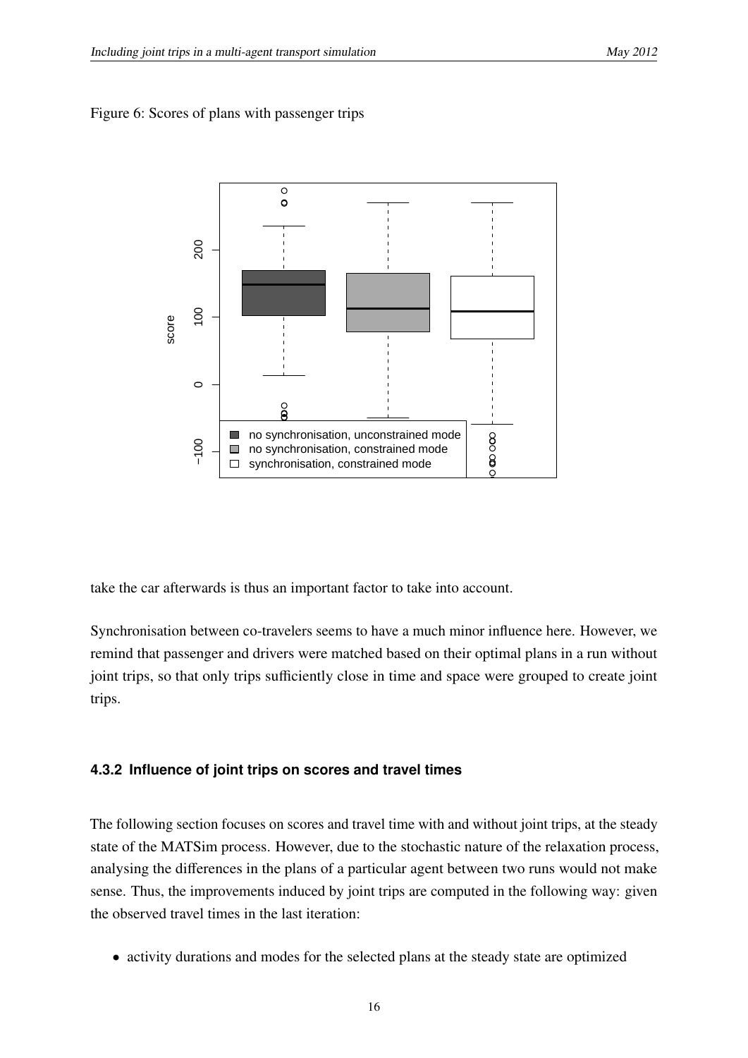Figure 6: Scores of plans with passenger trips

take the car afterwards is thus an important factor to take into account.

Synchronisation between co-travelers seems to have a much minor influence here. However, we remind that passenger and drivers were matched based on their optimal plans in a run without joint trips, so that only trips sufficiently close in time and space were grouped to create joint trips.

### 4.3.2 Influence of joint trips on scores and travel times

The following section focuses on scores and travel time with and without joint trips, at the steady state of the MATSim process. However, due to the stochastic nature of the relaxation process, analysing the differences in the plans of a particular agent between two runs would not make sense. Thus, the improvements induced by joint trips are computed in the following way: given the observed travel times in the last iteration:

- activity durations and modes for the selected plans at the steady state are optimized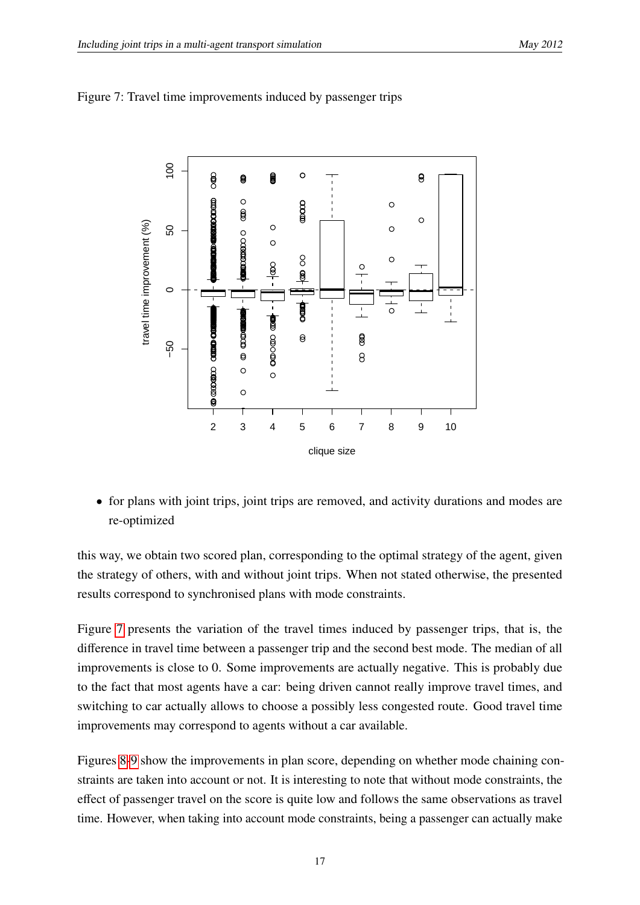Figure 7: Travel time improvements induced by passenger trips

- for plans with joint trips, joint trips are removed, and activity durations and modes are re-optimized

this way, we obtain two scored plan, corresponding to the optimal strategy of the agent, given the strategy of others, with and without joint trips. When not stated otherwise, the presented results correspond to synchronised plans with mode constraints.

Figure 7 presents the variation of the travel times induced by passenger trips, that is, the difference in travel time between a passenger trip and the second best mode. The median of all improvements is close to 0. Some improvements are actually negative. This is probably due to the fact that most agents have a car: being driven cannot really improve travel times, and switching to car actually allows to choose a possibly less congested route. Good travel time improvements may correspond to agents without a car available.

Figures 8-9 show the improvements in plan score, depending on whether mode chaining constraints are taken into account or not. It is interesting to note that without mode constraints, the effect of passenger travel on the score is quite low and follows the same observations as travel time. However, when taking into account mode constraints, being a passenger can actually make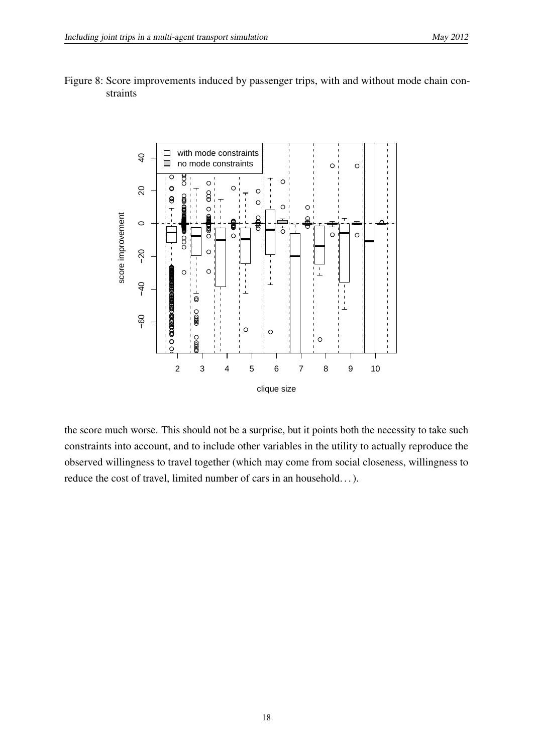Figure 8: Score improvements induced by passenger trips, with and without mode chain constraints

the score much worse. This should not be a surprise, but it points both the necessity to take such constraints into account, and to include other variables in the utility to actually reproduce the observed willingness to travel together (which may come from social closeness, willingness to reduce the cost of travel, limited number of cars in an household. . . ).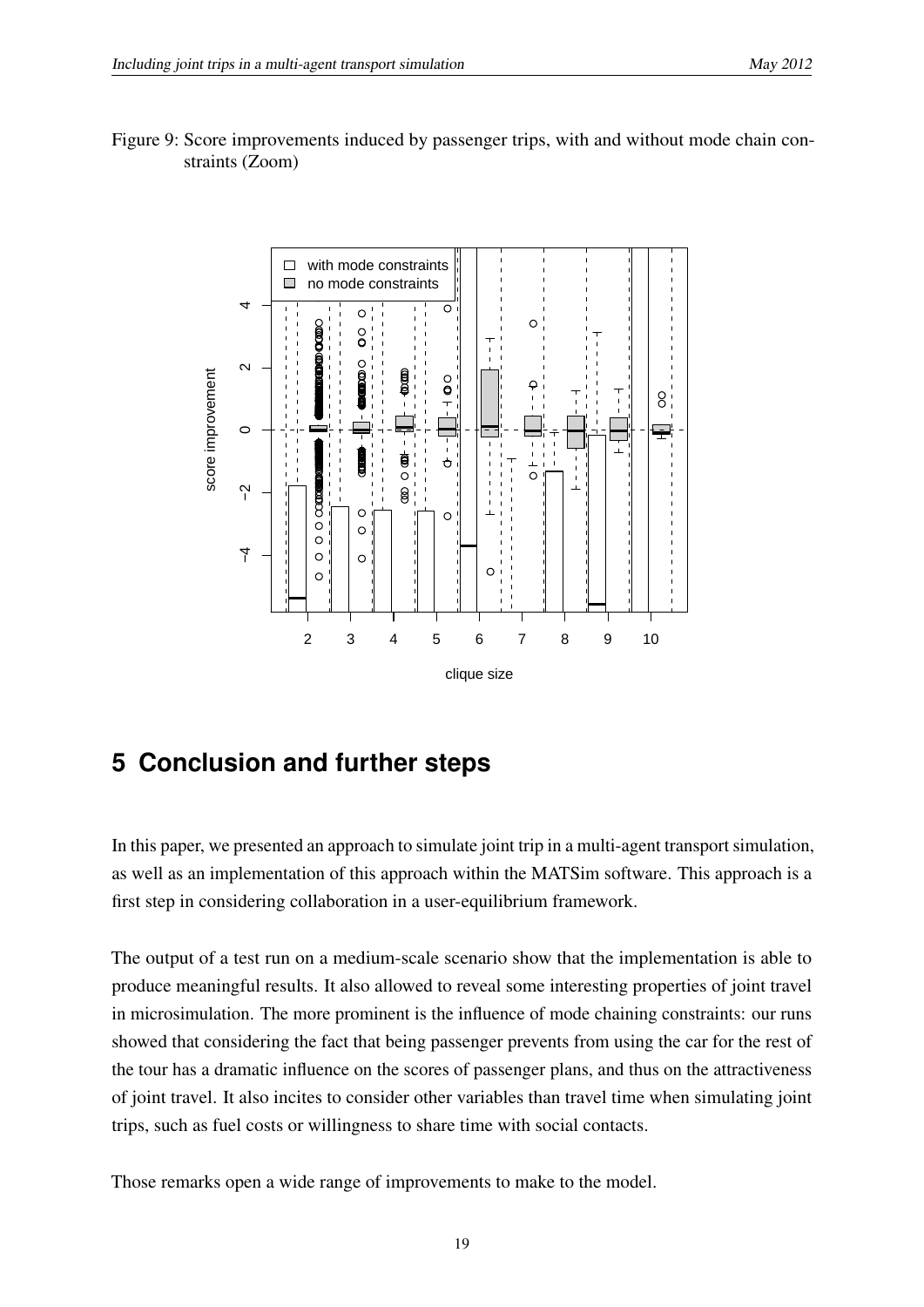Figure 9: Score improvements induced by passenger trips, with and without mode chain constraints (Zoom)

# 5 Conclusion and further steps

In this paper, we presented an approach to simulate joint trip in a multi-agent transport simulation, as well as an implementation of this approach within the MATSim software. This approach is a first step in considering collaboration in a user-equilibrium framework.

The output of a test run on a medium-scale scenario show that the implementation is able to produce meaningful results. It also allowed to reveal some interesting properties of joint travel in microsimulation. The more prominent is the influence of mode chaining constraints: our runs showed that considering the fact that being passenger prevents from using the car for the rest of the tour has a dramatic influence on the scores of passenger plans, and thus on the attractiveness of joint travel. It also incites to consider other variables than travel time when simulating joint trips, such as fuel costs or willingness to share time with social contacts.

Those remarks open a wide range of improvements to make to the model.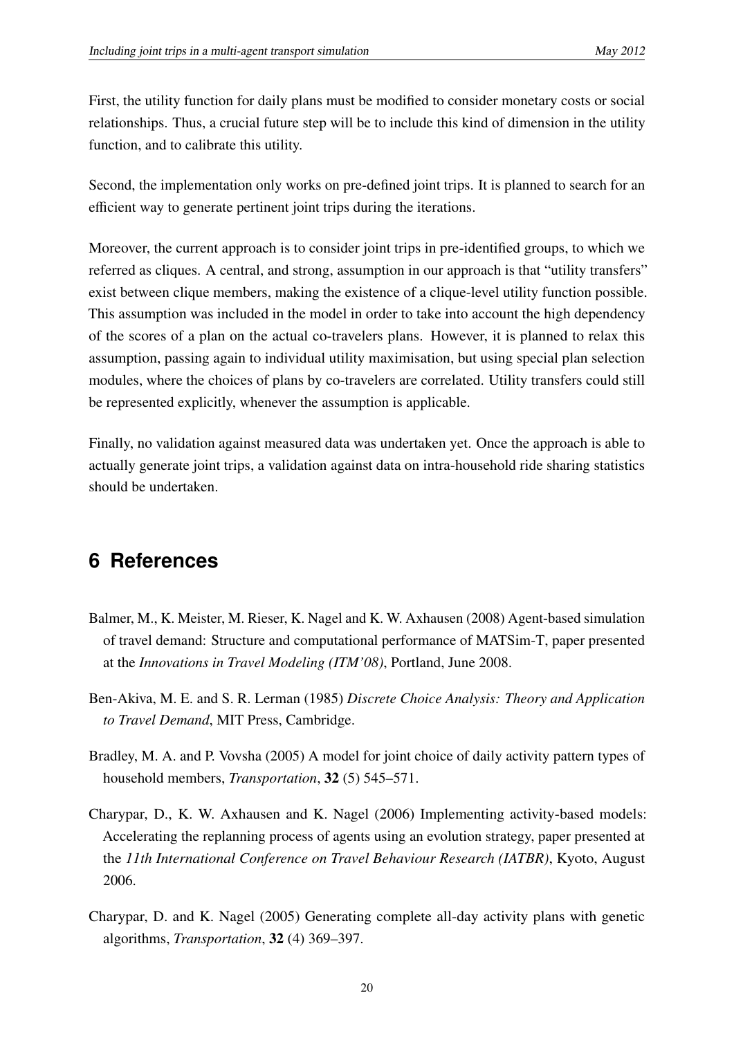First, the utility function for daily plans must be modified to consider monetary costs or social relationships. Thus, a crucial future step will be to include this kind of dimension in the utility function, and to calibrate this utility.

Second, the implementation only works on pre-defined joint trips. It is planned to search for an efficient way to generate pertinent joint trips during the iterations.

Moreover, the current approach is to consider joint trips in pre-identified groups, to which we referred as cliques. A central, and strong, assumption in our approach is that "utility transfers" exist between clique members, making the existence of a clique-level utility function possible. This assumption was included in the model in order to take into account the high dependency of the scores of a plan on the actual co-travelers plans. However, it is planned to relax this assumption, passing again to individual utility maximisation, but using special plan selection modules, where the choices of plans by co-travelers are correlated. Utility transfers could still be represented explicitly, whenever the assumption is applicable.

Finally, no validation against measured data was undertaken yet. Once the approach is able to actually generate joint trips, a validation against data on intra-household ride sharing statistics should be undertaken.

# 6 References

Balmer, M., K. Meister, M. Rieser, K. Nagel and K. W. Axhausen (2008) Agent-based simulation of travel demand: Structure and computational performance of MATSim-T, paper presented at the *Innovations in Travel Modeling (ITM'08)*, Portland, June 2008.

Ben-Akiva, M. E. and S. R. Lerman (1985) *Discrete Choice Analysis: Theory and Application to Travel Demand*, MIT Press, Cambridge.

Bradley, M. A. and P. Vovsha (2005) A model for joint choice of daily activity pattern types of household members, *Transportation*, **32** (5) 545–571.

Charypar, D., K. W. Axhausen and K. Nagel (2006) Implementing activity-based models: Accelerating the replanning process of agents using an evolution strategy, paper presented at the *11th International Conference on Travel Behaviour Research (IATBR)*, Kyoto, August 2006.

Charypar, D. and K. Nagel (2005) Generating complete all-day activity plans with genetic algorithms, *Transportation*, **32** (4) 369–397.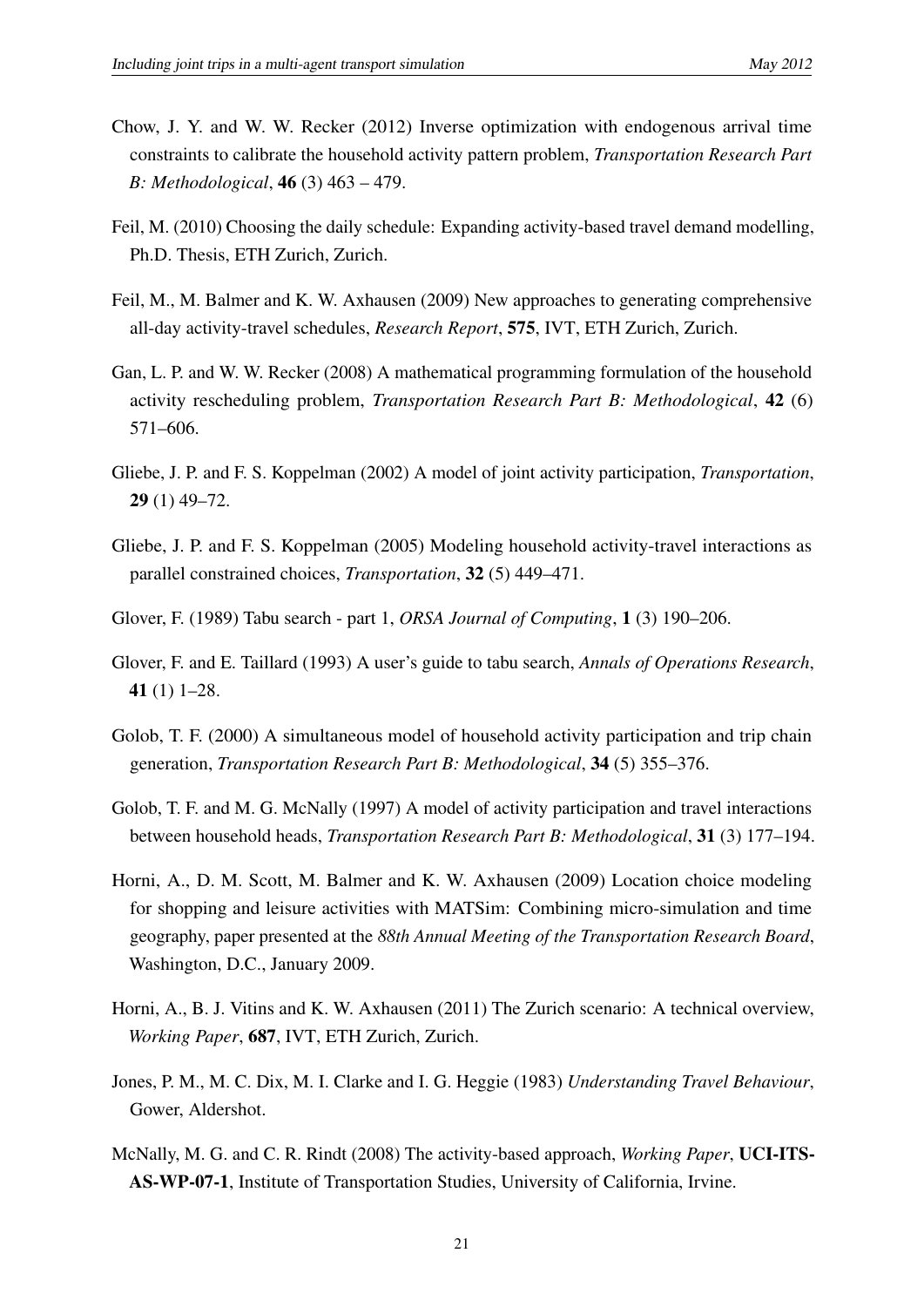Chow, J. Y. and W. W. Recker (2012) Inverse optimization with endogenous arrival time constraints to calibrate the household activity pattern problem, *Transportation Research Part B: Methodological*, **46** (3) 463 – 479.

Feil, M. (2010) Choosing the daily schedule: Expanding activity-based travel demand modelling, Ph.D. Thesis, ETH Zurich, Zurich.

Feil, M., M. Balmer and K. W. Axhausen (2009) New approaches to generating comprehensive all-day activity-travel schedules, *Research Report*, **575**, IVT, ETH Zurich, Zurich.

Gan, L. P. and W. W. Recker (2008) A mathematical programming formulation of the household activity rescheduling problem, *Transportation Research Part B: Methodological*, **42** (6) 571–606.

Gliebe, J. P. and F. S. Koppelman (2002) A model of joint activity participation, *Transportation*, **29** (1) 49–72.

Gliebe, J. P. and F. S. Koppelman (2005) Modeling household activity-travel interactions as parallel constrained choices, *Transportation*, **32** (5) 449–471.

Glover, F. (1989) Tabu search - part 1, *ORSA Journal of Computing*, **1** (3) 190–206.

Glover, F. and E. Taillard (1993) A user's guide to tabu search, *Annals of Operations Research*, **41** (1) 1–28.

Golob, T. F. (2000) A simultaneous model of household activity participation and trip chain generation, *Transportation Research Part B: Methodological*, **34** (5) 355–376.

Golob, T. F. and M. G. McNally (1997) A model of activity participation and travel interactions between household heads, *Transportation Research Part B: Methodological*, **31** (3) 177–194.

Horni, A., D. M. Scott, M. Balmer and K. W. Axhausen (2009) Location choice modeling for shopping and leisure activities with MATSim: Combining micro-simulation and time geography, paper presented at the *88th Annual Meeting of the Transportation Research Board*, Washington, D.C., January 2009.

Horni, A., B. J. Vitins and K. W. Axhausen (2011) The Zurich scenario: A technical overview, *Working Paper*, **687**, IVT, ETH Zurich, Zurich.

Jones, P. M., M. C. Dix, M. I. Clarke and I. G. Heggie (1983) *Understanding Travel Behaviour*, Gower, Aldershot.

McNally, M. G. and C. R. Rindt (2008) The activity-based approach, *Working Paper*, **UCI-ITS-AS-WP-07-1**, Institute of Transportation Studies, University of California, Irvine.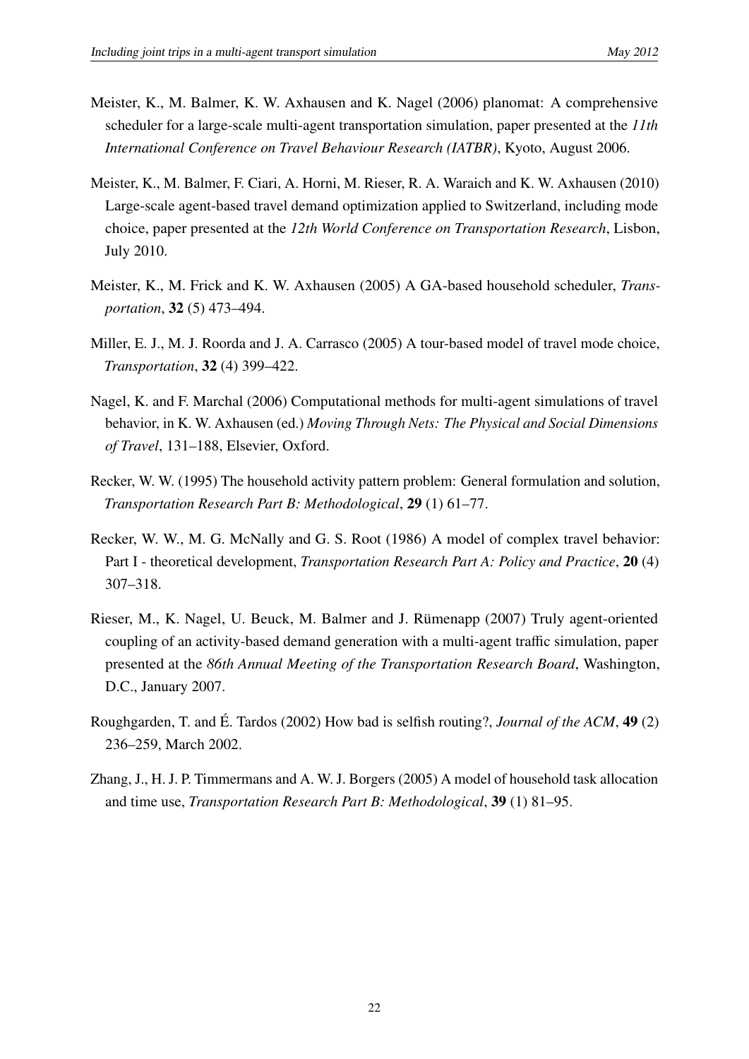Meister, K., M. Balmer, K. W. Axhausen and K. Nagel (2006) planomat: A comprehensive scheduler for a large-scale multi-agent transportation simulation, paper presented at the *11th International Conference on Travel Behaviour Research (IATBR)*, Kyoto, August 2006.

Meister, K., M. Balmer, F. Ciari, A. Horni, M. Rieser, R. A. Waraich and K. W. Axhausen (2010) Large-scale agent-based travel demand optimization applied to Switzerland, including mode choice, paper presented at the *12th World Conference on Transportation Research*, Lisbon, July 2010.

Meister, K., M. Frick and K. W. Axhausen (2005) A GA-based household scheduler, *Transportation*, **32** (5) 473–494.

Miller, E. J., M. J. Roorda and J. A. Carrasco (2005) A tour-based model of travel mode choice, *Transportation*, **32** (4) 399–422.

Nagel, K. and F. Marchal (2006) Computational methods for multi-agent simulations of travel behavior, in K. W. Axhausen (ed.) *Moving Through Nets: The Physical and Social Dimensions of Travel*, 131–188, Elsevier, Oxford.

Recker, W. W. (1995) The household activity pattern problem: General formulation and solution, *Transportation Research Part B: Methodological*, **29** (1) 61–77.

Recker, W. W., M. G. McNally and G. S. Root (1986) A model of complex travel behavior: Part I - theoretical development, *Transportation Research Part A: Policy and Practice*, **20** (4) 307–318.

Rieser, M., K. Nagel, U. Beuck, M. Balmer and J. Rümenapp (2007) Truly agent-oriented coupling of an activity-based demand generation with a multi-agent traffic simulation, paper presented at the *86th Annual Meeting of the Transportation Research Board*, Washington, D.C., January 2007.

Roughgarden, T. and É. Tardos (2002) How bad is selfish routing?, *Journal of the ACM*, **49** (2) 236–259, March 2002.

Zhang, J., H. J. P. Timmermans and A. W. J. Borgers (2005) A model of household task allocation and time use, *Transportation Research Part B: Methodological*, **39** (1) 81–95.